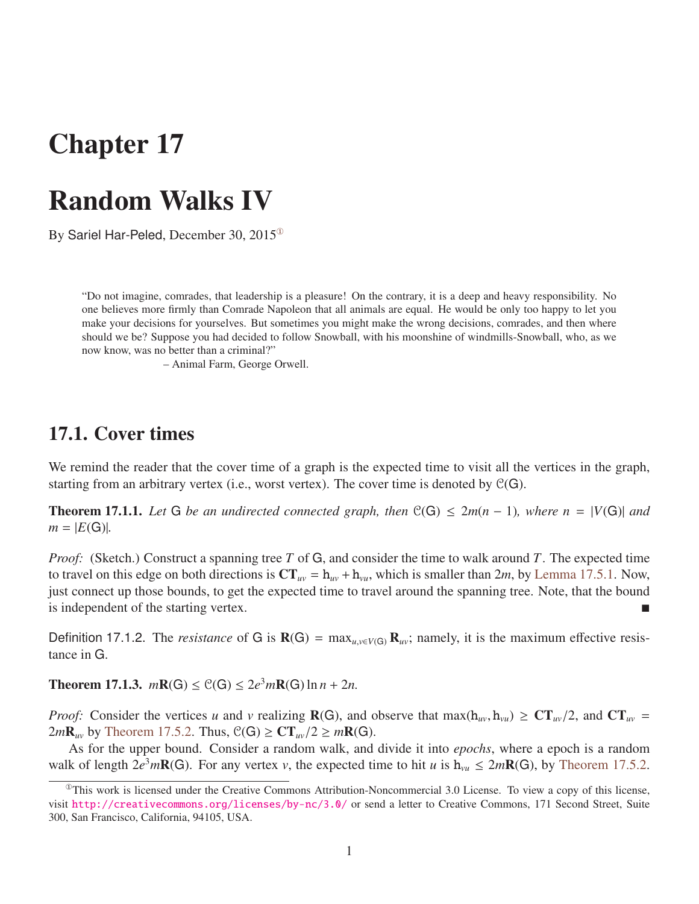# Chapter 17

# Random Walks IV

By Sariel Har-Peled, December 30, 2015[1]

> "Do not imagine, comrades, that leadership is a pleasure! On the contrary, it is a deep and heavy responsibility. No one believes more firmly than Comrade Napoleon that all animals are equal. He would be only too happy to let you make your decisions for yourselves. But sometimes you might make the wrong decisions, comrades, and then where should we be? Suppose you had decided to follow Snowball, with his moonshine of windmills-Snowball, who, as we now know, was no better than a criminal?"
>
> – Animal Farm, George Orwell.

## 17.1. Cover times

We remind the reader that the cover time of a graph is the expected time to visit all the vertices in the graph, starting from an arbitrary vertex (i.e., worst vertex). The cover time is denoted by $\mathcal{C}(\mathsf{G})$.

**Theorem 17.1.1.** *Let* $\mathsf{G}$ *be an undirected connected graph, then* $\mathcal{C}(\mathsf{G}) \leq 2m(n-1)$*, where* $n = |V(\mathsf{G})|$ *and* $m = |E(\mathsf{G})|$.

*Proof:* (Sketch.) Construct a spanning tree $T$ of $\mathsf{G}$, and consider the time to walk around $T$. The expected time to travel on this edge on both directions is $\mathbf{CT}_{uv} = \mathtt{h}_{uv} + \mathtt{h}_{vu}$, which is smaller than $2m$, by Lemma 17.5.1. Now, just connect up those bounds, to get the expected time to travel around the spanning tree. Note, that the bound is independent of the starting vertex. ∎

Definition 17.1.2. The *resistance* of $\mathsf{G}$ is $\mathbf{R}(\mathsf{G}) = \max_{u,v \in V(\mathsf{G})} \mathbf{R}_{uv}$; namely, it is the maximum effective resistance in $\mathsf{G}$.

**Theorem 17.1.3.** $m\mathbf{R}(\mathsf{G}) \leq \mathcal{C}(\mathsf{G}) \leq 2e^3 m\mathbf{R}(\mathsf{G}) \ln n + 2n$.

*Proof:* Consider the vertices $u$ and $v$ realizing $\mathbf{R}(\mathsf{G})$, and observe that $\max(\mathtt{h}_{uv}, \mathtt{h}_{vu}) \geq \mathbf{CT}_{uv}/2$, and $\mathbf{CT}_{uv} = 2m\mathbf{R}_{uv}$ by Theorem 17.5.2. Thus, $\mathcal{C}(\mathsf{G}) \geq \mathbf{CT}_{uv}/2 \geq m\mathbf{R}(\mathsf{G})$.

As for the upper bound. Consider a random walk, and divide it into *epochs*, where a epoch is a random walk of length $2e^3 m\mathbf{R}(\mathsf{G})$. For any vertex $v$, the expected time to hit $u$ is $\mathtt{h}_{vu} \leq 2m\mathbf{R}(\mathsf{G})$, by Theorem 17.5.2.

[1] This work is licensed under the Creative Commons Attribution-Noncommercial 3.0 License. To view a copy of this license, visit http://creativecommons.org/licenses/by-nc/3.0/ or send a letter to Creative Commons, 171 Second Street, Suite 300, San Francisco, California, 94105, USA.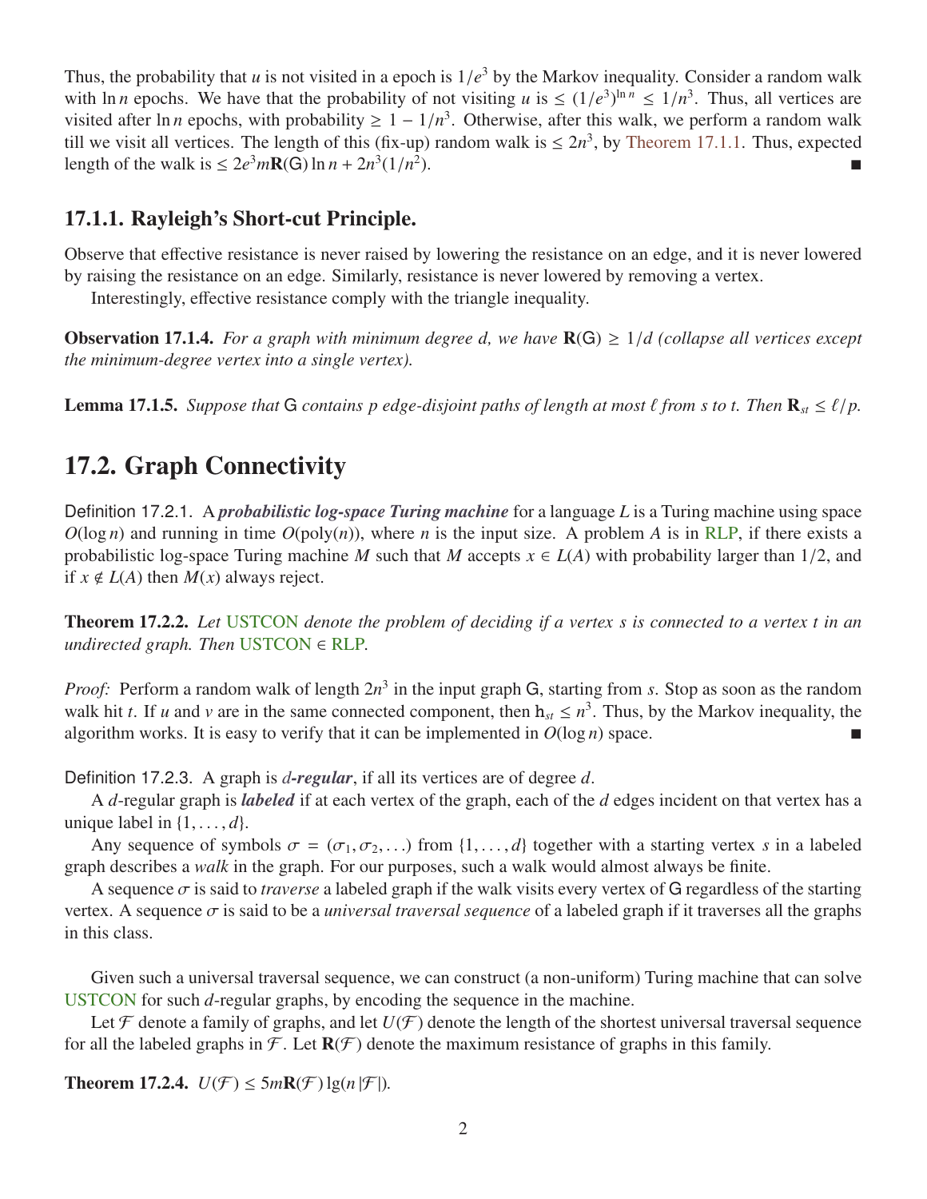Thus, the probability that $u$ is not visited in a epoch is $1/e^3$ by the Markov inequality. Consider a random walk with $\ln n$ epochs. We have that the probability of not visiting $u$ is $\leq (1/e^3)^{\ln n} \leq 1/n^3$. Thus, all vertices are visited after $\ln n$ epochs, with probability $\geq 1 - 1/n^3$. Otherwise, after this walk, we perform a random walk till we visit all vertices. The length of this (fix-up) random walk is $\leq 2n^3$, by Theorem 17.1.1. Thus, expected length of the walk is $\leq 2e^3 m\mathbf{R}(\mathsf{G}) \ln n + 2n^3(1/n^2)$. ∎

### 17.1.1. Rayleigh's Short-cut Principle.

Observe that effective resistance is never raised by lowering the resistance on an edge, and it is never lowered by raising the resistance on an edge. Similarly, resistance is never lowered by removing a vertex.

Interestingly, effective resistance comply with the triangle inequality.

**Observation 17.1.4.** *For a graph with minimum degree d, we have $\mathbf{R}(\mathsf{G}) \geq 1/d$ (collapse all vertices except the minimum-degree vertex into a single vertex).*

**Lemma 17.1.5.** *Suppose that $\mathsf{G}$ contains $p$ edge-disjoint paths of length at most $\ell$ from $s$ to $t$. Then $\mathbf{R}_{st} \leq \ell/p$.*

## 17.2. Graph Connectivity

Definition 17.2.1. A ***probabilistic log-space Turing machine*** for a language $L$ is a Turing machine using space $O(\log n)$ and running in time $O(\mathrm{poly}(n))$, where $n$ is the input size. A problem $A$ is in RLP, if there exists a probabilistic log-space Turing machine $M$ such that $M$ accepts $x \in L(A)$ with probability larger than $1/2$, and if $x \notin L(A)$ then $M(x)$ always reject.

**Theorem 17.2.2.** *Let USTCON denote the problem of deciding if a vertex $s$ is connected to a vertex $t$ in an undirected graph. Then USTCON $\in$ RLP.*

*Proof:* Perform a random walk of length $2n^3$ in the input graph $\mathsf{G}$, starting from $s$. Stop as soon as the random walk hit $t$. If $u$ and $v$ are in the same connected component, then $\mathsf{h}_{st} \leq n^3$. Thus, by the Markov inequality, the algorithm works. It is easy to verify that it can be implemented in $O(\log n)$ space. ∎

Definition 17.2.3. A graph is ***d-regular***, if all its vertices are of degree $d$.

A $d$-regular graph is ***labeled*** if at each vertex of the graph, each of the $d$ edges incident on that vertex has a unique label in $\{1, \ldots, d\}$.

Any sequence of symbols $\sigma = (\sigma_1, \sigma_2, \ldots)$ from $\{1, \ldots, d\}$ together with a starting vertex $s$ in a labeled graph describes a *walk* in the graph. For our purposes, such a walk would almost always be finite.

A sequence $\sigma$ is said to *traverse* a labeled graph if the walk visits every vertex of $\mathsf{G}$ regardless of the starting vertex. A sequence $\sigma$ is said to be a *universal traversal sequence* of a labeled graph if it traverses all the graphs in this class.

Given such a universal traversal sequence, we can construct (a non-uniform) Turing machine that can solve USTCON for such $d$-regular graphs, by encoding the sequence in the machine.

Let $\mathcal{F}$ denote a family of graphs, and let $U(\mathcal{F})$ denote the length of the shortest universal traversal sequence for all the labeled graphs in $\mathcal{F}$. Let $\mathbf{R}(\mathcal{F})$ denote the maximum resistance of graphs in this family.

**Theorem 17.2.4.** $U(\mathcal{F}) \leq 5m\mathbf{R}(\mathcal{F}) \lg(n |\mathcal{F}|)$.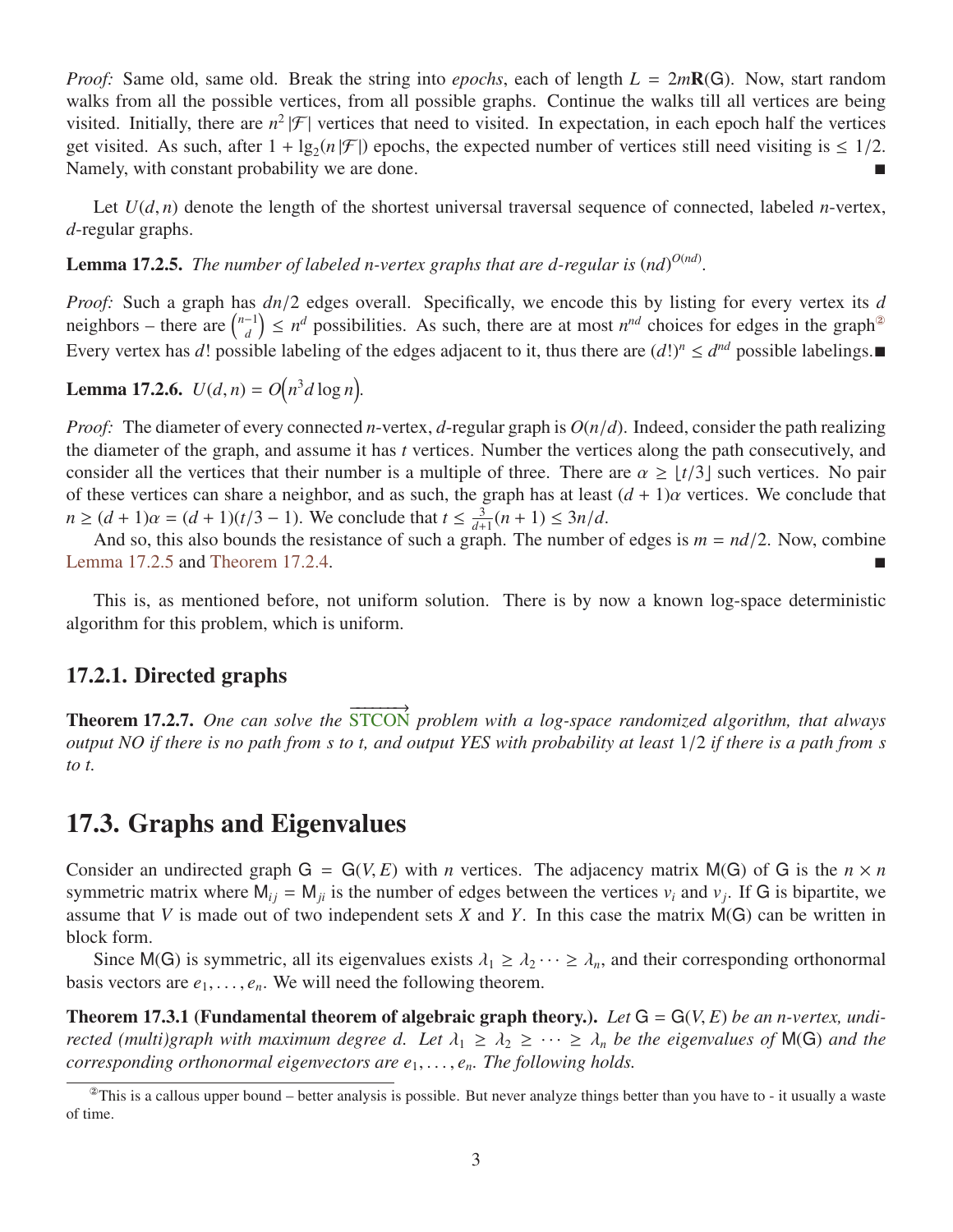*Proof:* Same old, same old. Break the string into *epochs*, each of length $L = 2m\mathbf{R}(\mathsf{G})$. Now, start random walks from all the possible vertices, from all possible graphs. Continue the walks till all vertices are being visited. Initially, there are $n^2|\mathcal{F}|$ vertices that need to visited. In expectation, in each epoch half the vertices get visited. As such, after $1 + \lg_2(n|\mathcal{F}|)$ epochs, the expected number of vertices still need visiting is $\leq 1/2$. Namely, with constant probability we are done. ■

Let $U(d, n)$ denote the length of the shortest universal traversal sequence of connected, labeled $n$-vertex, $d$-regular graphs.

**Lemma 17.2.5.** *The number of labeled n-vertex graphs that are d-regular is* $(nd)^{O(nd)}$.

*Proof:* Such a graph has $dn/2$ edges overall. Specifically, we encode this by listing for every vertex its $d$ neighbors – there are $\binom{n-1}{d} \leq n^d$ possibilities. As such, there are at most $n^{nd}$ choices for edges in the graph[2] Every vertex has $d!$ possible labeling of the edges adjacent to it, thus there are $(d!)^n \leq d^{nd}$ possible labelings. ■

**Lemma 17.2.6.** $U(d, n) = O\left(n^3 d \log n\right)$.

*Proof:* The diameter of every connected $n$-vertex, $d$-regular graph is $O(n/d)$. Indeed, consider the path realizing the diameter of the graph, and assume it has $t$ vertices. Number the vertices along the path consecutively, and consider all the vertices that their number is a multiple of three. There are $\alpha \geq \lfloor t/3 \rfloor$ such vertices. No pair of these vertices can share a neighbor, and as such, the graph has at least $(d+1)\alpha$ vertices. We conclude that $n \geq (d+1)\alpha = (d+1)(t/3 - 1)$. We conclude that $t \leq \frac{3}{d+1}(n+1) \leq 3n/d$.

And so, this also bounds the resistance of such a graph. The number of edges is $m = nd/2$. Now, combine Lemma 17.2.5 and Theorem 17.2.4. ■

This is, as mentioned before, not uniform solution. There is by now a known log-space deterministic algorithm for this problem, which is uniform.

### 17.2.1. Directed graphs

**Theorem 17.2.7.** *One can solve the* $\overrightarrow{\text{STCON}}$ *problem with a log-space randomized algorithm, that always output NO if there is no path from s to t, and output YES with probability at least* $1/2$ *if there is a path from s to t.*

## 17.3. Graphs and Eigenvalues

Consider an undirected graph $\mathsf{G} = \mathsf{G}(V, E)$ with $n$ vertices. The adjacency matrix $\mathsf{M}(\mathsf{G})$ of $\mathsf{G}$ is the $n \times n$ symmetric matrix where $\mathsf{M}_{ij} = \mathsf{M}_{ji}$ is the number of edges between the vertices $v_i$ and $v_j$. If $\mathsf{G}$ is bipartite, we assume that $V$ is made out of two independent sets $X$ and $Y$. In this case the matrix $\mathsf{M}(\mathsf{G})$ can be written in block form.

Since $\mathsf{M}(\mathsf{G})$ is symmetric, all its eigenvalues exists $\lambda_1 \geq \lambda_2 \cdots \geq \lambda_n$, and their corresponding orthonormal basis vectors are $e_1, \ldots, e_n$. We will need the following theorem.

**Theorem 17.3.1 (Fundamental theorem of algebraic graph theory.).** *Let* $\mathsf{G} = \mathsf{G}(V, E)$ *be an n-vertex, undirected (multi)graph with maximum degree d. Let* $\lambda_1 \geq \lambda_2 \geq \cdots \geq \lambda_n$ *be the eigenvalues of* $\mathsf{M}(\mathsf{G})$ *and the corresponding orthonormal eigenvectors are* $e_1, \ldots, e_n$. *The following holds.*

[2] This is a callous upper bound – better analysis is possible. But never analyze things better than you have to - it usually a waste of time.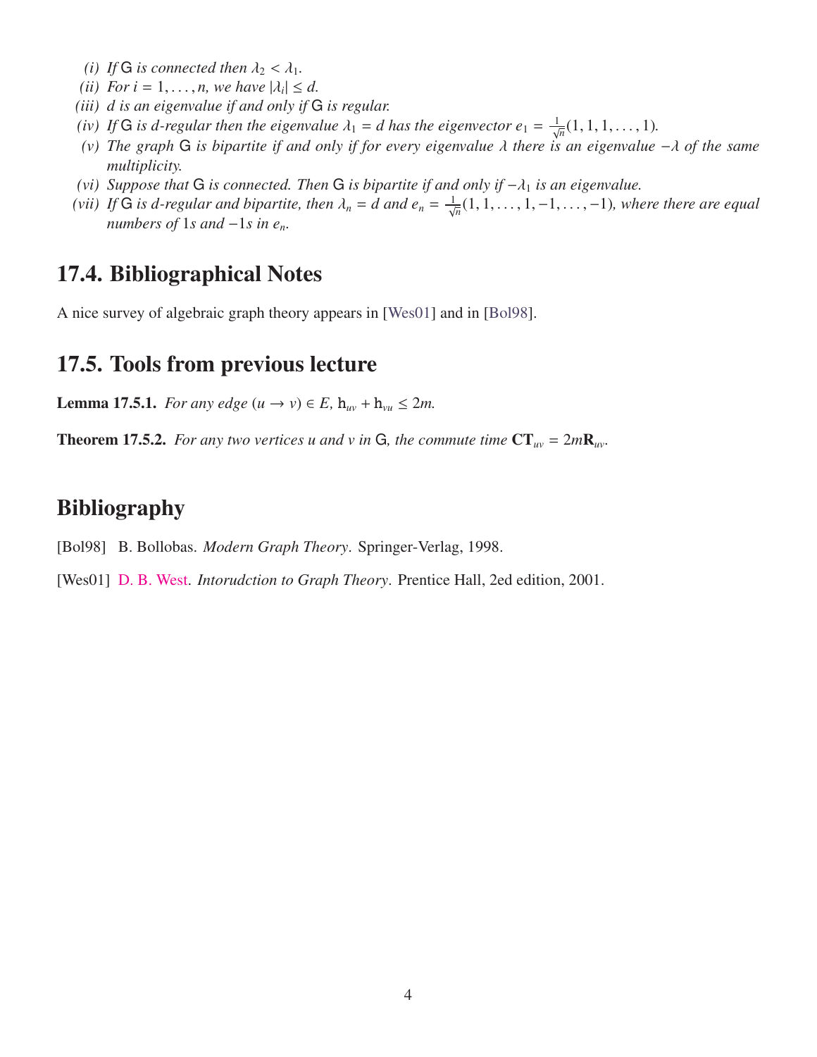*(i)* *If* $\mathsf{G}$ *is connected then* $\lambda_2 < \lambda_1$.

*(ii)* *For* $i = 1, \ldots, n$, *we have* $|\lambda_i| \leq d$.

*(iii)* $d$ *is an eigenvalue if and only if* $\mathsf{G}$ *is regular.*

*(iv)* *If* $\mathsf{G}$ *is* $d$*-regular then the eigenvalue* $\lambda_1 = d$ *has the eigenvector* $e_1 = \frac{1}{\sqrt{n}}(1, 1, 1, \ldots, 1)$.

*(v)* *The graph* $\mathsf{G}$ *is bipartite if and only if for every eigenvalue* $\lambda$ *there is an eigenvalue* $-\lambda$ *of the same multiplicity.*

*(vi)* *Suppose that* $\mathsf{G}$ *is connected. Then* $\mathsf{G}$ *is bipartite if and only if* $-\lambda_1$ *is an eigenvalue.*

*(vii)* *If* $\mathsf{G}$ *is* $d$*-regular and bipartite, then* $\lambda_n = d$ *and* $e_n = \frac{1}{\sqrt{n}}(1, 1, \ldots, 1, -1, \ldots, -1)$*, where there are equal numbers of* $1$*s and* $-1$*s in* $e_n$.

## 17.4. Bibliographical Notes

A nice survey of algebraic graph theory appears in [Wes01] and in [Bol98].

## 17.5. Tools from previous lecture

**Lemma 17.5.1.** *For any edge* $(u \rightarrow v) \in E$, $\mathtt{h}_{uv} + \mathtt{h}_{vu} \leq 2m$.

**Theorem 17.5.2.** *For any two vertices* $u$ *and* $v$ *in* $\mathsf{G}$*, the commute time* $\mathbf{CT}_{uv} = 2m\mathbf{R}_{uv}$.

# Bibliography

[Bol98] B. Bollobas. *Modern Graph Theory*. Springer-Verlag, 1998.

[Wes01] D. B. West. *Intorudction to Graph Theory*. Prentice Hall, 2ed edition, 2001.